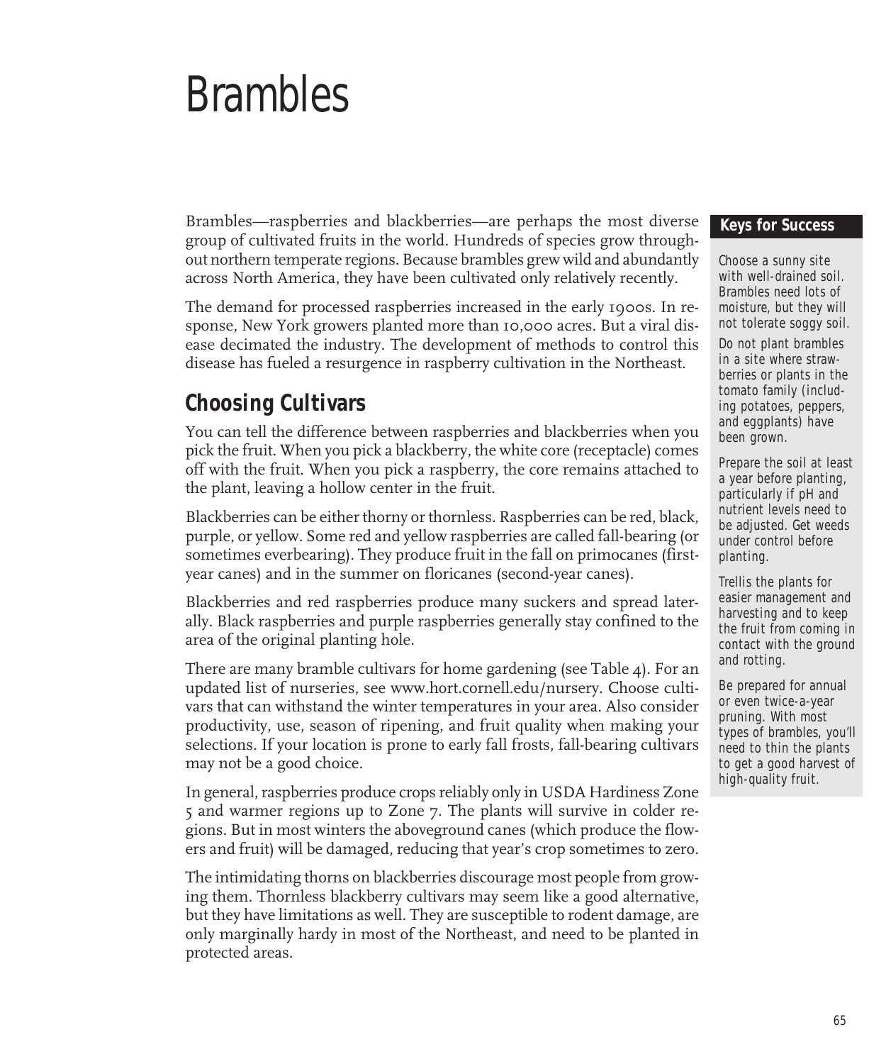# Brambles

Brambles—raspberries and blackberries—are perhaps the most diverse group of cultivated fruits in the world. Hundreds of species grow throughout northern temperate regions. Because brambles grew wild and abundantly across North America, they have been cultivated only relatively recently.

The demand for processed raspberries increased in the early 1900s. In response, New York growers planted more than 10,000 acres. But a viral disease decimated the industry. The development of methods to control this disease has fueled a resurgence in raspberry cultivation in the Northeast.

## Choosing Cultivars

You can tell the difference between raspberries and blackberries when you pick the fruit. When you pick a blackberry, the white core (receptacle) comes off with the fruit. When you pick a raspberry, the core remains attached to the plant, leaving a hollow center in the fruit.

Blackberries can be either thorny or thornless. Raspberries can be red, black, purple, or yellow. Some red and yellow raspberries are called fall-bearing (or sometimes everbearing). They produce fruit in the fall on primocanes (first-year canes) and in the summer on floricanes (second-year canes).

Blackberries and red raspberries produce many suckers and spread laterally. Black raspberries and purple raspberries generally stay confined to the area of the original planting hole.

There are many bramble cultivars for home gardening (see Table 4). For an updated list of nurseries, see www.hort.cornell.edu/nursery. Choose cultivars that can withstand the winter temperatures in your area. Also consider productivity, use, season of ripening, and fruit quality when making your selections. If your location is prone to early fall frosts, fall-bearing cultivars may not be a good choice.

In general, raspberries produce crops reliably only in USDA Hardiness Zone 5 and warmer regions up to Zone 7. The plants will survive in colder regions. But in most winters the aboveground canes (which produce the flowers and fruit) will be damaged, reducing that year's crop sometimes to zero.

The intimidating thorns on blackberries discourage most people from growing them. Thornless blackberry cultivars may seem like a good alternative, but they have limitations as well. They are susceptible to rodent damage, are only marginally hardy in most of the Northeast, and need to be planted in protected areas.

**Keys for Success**

Choose a sunny site with well-drained soil. Brambles need lots of moisture, but they will not tolerate soggy soil.

Do not plant brambles in a site where strawberries or plants in the tomato family (including potatoes, peppers, and eggplants) have been grown.

Prepare the soil at least a year before planting, particularly if pH and nutrient levels need to be adjusted. Get weeds under control before planting.

Trellis the plants for easier management and harvesting and to keep the fruit from coming in contact with the ground and rotting.

Be prepared for annual or even twice-a-year pruning. With most types of brambles, you'll need to thin the plants to get a good harvest of high-quality fruit.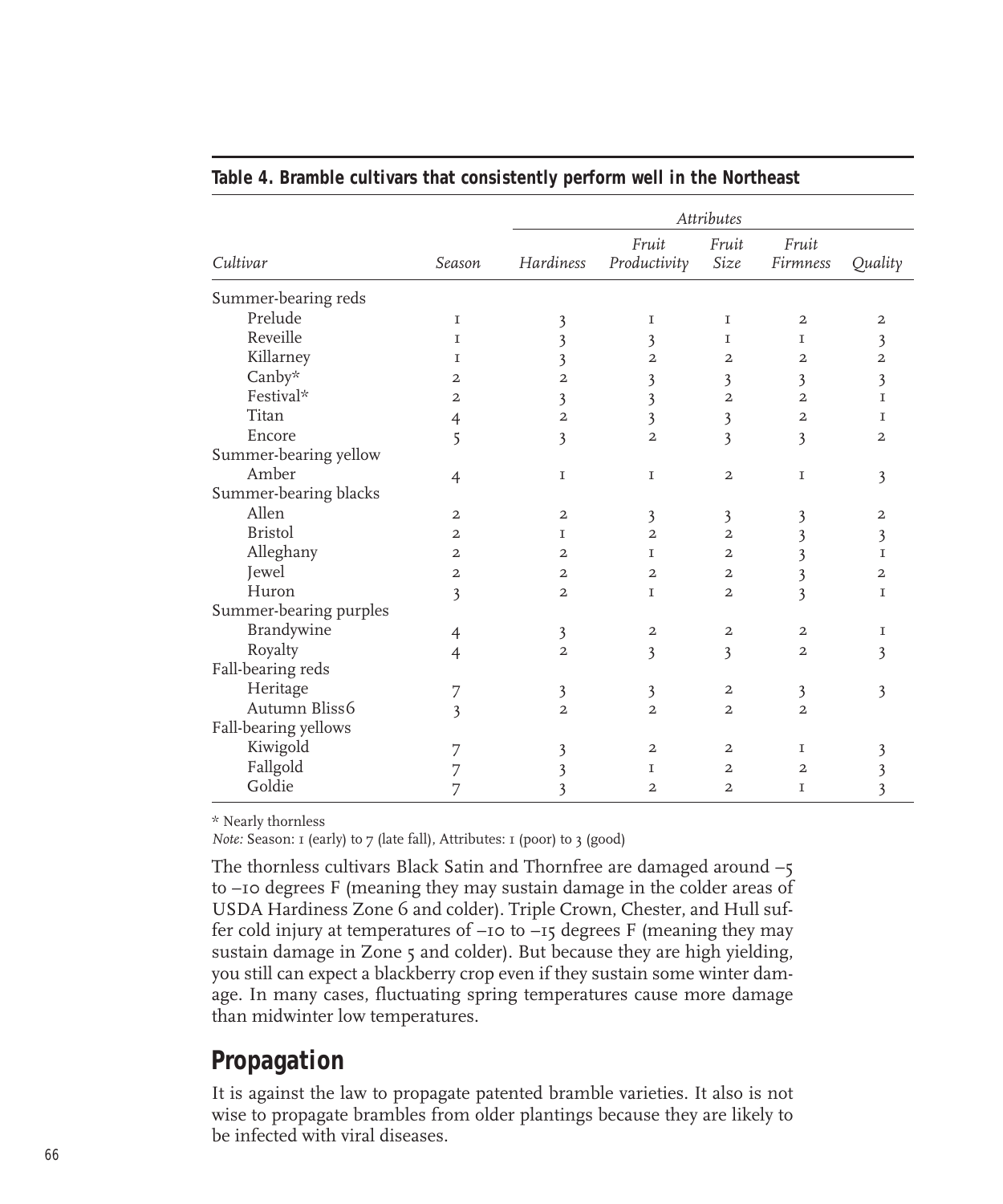**Table 4. Bramble cultivars that consistently perform well in the Northeast**

| | | *Attributes* | | | | |
|---|---|---|---|---|---|---|
| *Cultivar* | *Season* | *Hardiness* | *Fruit Productivity* | *Fruit Size* | *Fruit Firmness* | *Quality* |
| Summer-bearing reds | | | | | | |
| Prelude | 1 | 3 | 1 | 1 | 2 | 2 |
| Reveille | 1 | 3 | 3 | 1 | 1 | 3 |
| Killarney | 1 | 3 | 2 | 2 | 2 | 2 |
| Canby* | 2 | 2 | 3 | 3 | 3 | 3 |
| Festival* | 2 | 3 | 3 | 2 | 2 | 1 |
| Titan | 4 | 2 | 3 | 3 | 2 | 1 |
| Encore | 5 | 3 | 2 | 3 | 3 | 2 |
| Summer-bearing yellow | | | | | | |
| Amber | 4 | 1 | 1 | 2 | 1 | 3 |
| Summer-bearing blacks | | | | | | |
| Allen | 2 | 2 | 3 | 3 | 3 | 2 |
| Bristol | 2 | 1 | 2 | 2 | 3 | 3 |
| Alleghany | 2 | 2 | 1 | 2 | 3 | 1 |
| Jewel | 2 | 2 | 2 | 2 | 3 | 2 |
| Huron | 3 | 2 | 1 | 2 | 3 | 1 |
| Summer-bearing purples | | | | | | |
| Brandywine | 4 | 3 | 2 | 2 | 2 | 1 |
| Royalty | 4 | 2 | 3 | 3 | 2 | 3 |
| Fall-bearing reds | | | | | | |
| Heritage | 7 | 3 | 3 | 2 | 3 | 3 |
| Autumn Bliss6 | 3 | 2 | 2 | 2 | 2 | |
| Fall-bearing yellows | | | | | | |
| Kiwigold | 7 | 3 | 2 | 2 | 1 | 3 |
| Fallgold | 7 | 3 | 1 | 2 | 2 | 3 |
| Goldie | 7 | 3 | 2 | 2 | 1 | 3 |

* Nearly thornless

*Note:* Season: 1 (early) to 7 (late fall), Attributes: 1 (poor) to 3 (good)

The thornless cultivars Black Satin and Thornfree are damaged around –5 to –10 degrees F (meaning they may sustain damage in the colder areas of USDA Hardiness Zone 6 and colder). Triple Crown, Chester, and Hull suffer cold injury at temperatures of –10 to –15 degrees F (meaning they may sustain damage in Zone 5 and colder). But because they are high yielding, you still can expect a blackberry crop even if they sustain some winter damage. In many cases, fluctuating spring temperatures cause more damage than midwinter low temperatures.

## Propagation

It is against the law to propagate patented bramble varieties. It also is not wise to propagate brambles from older plantings because they are likely to be infected with viral diseases.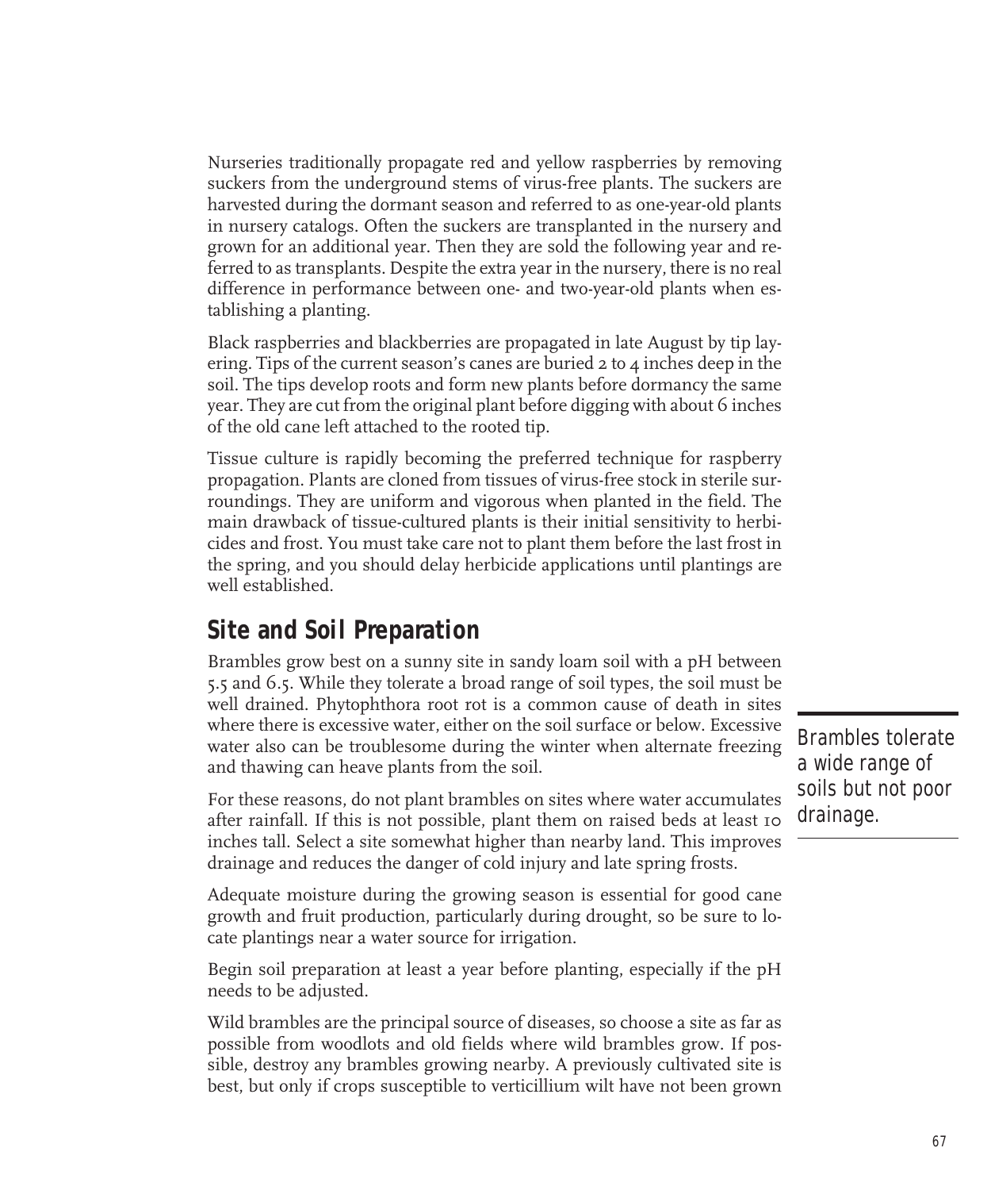Nurseries traditionally propagate red and yellow raspberries by removing suckers from the underground stems of virus-free plants. The suckers are harvested during the dormant season and referred to as one-year-old plants in nursery catalogs. Often the suckers are transplanted in the nursery and grown for an additional year. Then they are sold the following year and referred to as transplants. Despite the extra year in the nursery, there is no real difference in performance between one- and two-year-old plants when establishing a planting.

Black raspberries and blackberries are propagated in late August by tip layering. Tips of the current season's canes are buried 2 to 4 inches deep in the soil. The tips develop roots and form new plants before dormancy the same year. They are cut from the original plant before digging with about 6 inches of the old cane left attached to the rooted tip.

Tissue culture is rapidly becoming the preferred technique for raspberry propagation. Plants are cloned from tissues of virus-free stock in sterile surroundings. They are uniform and vigorous when planted in the field. The main drawback of tissue-cultured plants is their initial sensitivity to herbicides and frost. You must take care not to plant them before the last frost in the spring, and you should delay herbicide applications until plantings are well established.

## Site and Soil Preparation

Brambles grow best on a sunny site in sandy loam soil with a pH between 5.5 and 6.5. While they tolerate a broad range of soil types, the soil must be well drained. Phytophthora root rot is a common cause of death in sites where there is excessive water, either on the soil surface or below. Excessive water also can be troublesome during the winter when alternate freezing and thawing can heave plants from the soil.

*Brambles tolerate a wide range of soils but not poor drainage.*

For these reasons, do not plant brambles on sites where water accumulates after rainfall. If this is not possible, plant them on raised beds at least 10 inches tall. Select a site somewhat higher than nearby land. This improves drainage and reduces the danger of cold injury and late spring frosts.

Adequate moisture during the growing season is essential for good cane growth and fruit production, particularly during drought, so be sure to locate plantings near a water source for irrigation.

Begin soil preparation at least a year before planting, especially if the pH needs to be adjusted.

Wild brambles are the principal source of diseases, so choose a site as far as possible from woodlots and old fields where wild brambles grow. If possible, destroy any brambles growing nearby. A previously cultivated site is best, but only if crops susceptible to verticillium wilt have not been grown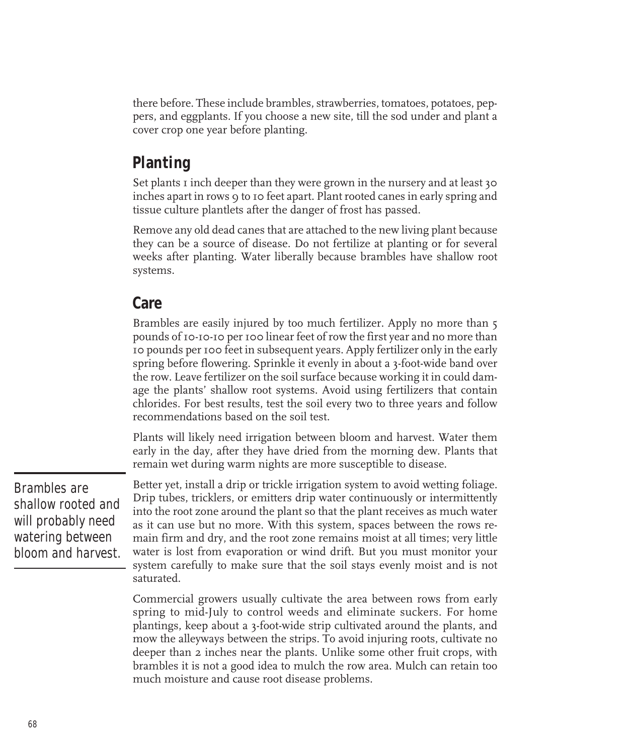there before. These include brambles, strawberries, tomatoes, potatoes, peppers, and eggplants. If you choose a new site, till the sod under and plant a cover crop one year before planting.

## Planting

Set plants 1 inch deeper than they were grown in the nursery and at least 30 inches apart in rows 9 to 10 feet apart. Plant rooted canes in early spring and tissue culture plantlets after the danger of frost has passed.

Remove any old dead canes that are attached to the new living plant because they can be a source of disease. Do not fertilize at planting or for several weeks after planting. Water liberally because brambles have shallow root systems.

## Care

Brambles are easily injured by too much fertilizer. Apply no more than 5 pounds of 10-10-10 per 100 linear feet of row the first year and no more than 10 pounds per 100 feet in subsequent years. Apply fertilizer only in the early spring before flowering. Sprinkle it evenly in about a 3-foot-wide band over the row. Leave fertilizer on the soil surface because working it in could damage the plants' shallow root systems. Avoid using fertilizers that contain chlorides. For best results, test the soil every two to three years and follow recommendations based on the soil test.

Plants will likely need irrigation between bloom and harvest. Water them early in the day, after they have dried from the morning dew. Plants that remain wet during warm nights are more susceptible to disease.

> Brambles are shallow rooted and will probably need watering between bloom and harvest.

Better yet, install a drip or trickle irrigation system to avoid wetting foliage. Drip tubes, tricklers, or emitters drip water continuously or intermittently into the root zone around the plant so that the plant receives as much water as it can use but no more. With this system, spaces between the rows remain firm and dry, and the root zone remains moist at all times; very little water is lost from evaporation or wind drift. But you must monitor your system carefully to make sure that the soil stays evenly moist and is not saturated.

Commercial growers usually cultivate the area between rows from early spring to mid-July to control weeds and eliminate suckers. For home plantings, keep about a 3-foot-wide strip cultivated around the plants, and mow the alleyways between the strips. To avoid injuring roots, cultivate no deeper than 2 inches near the plants. Unlike some other fruit crops, with brambles it is not a good idea to mulch the row area. Mulch can retain too much moisture and cause root disease problems.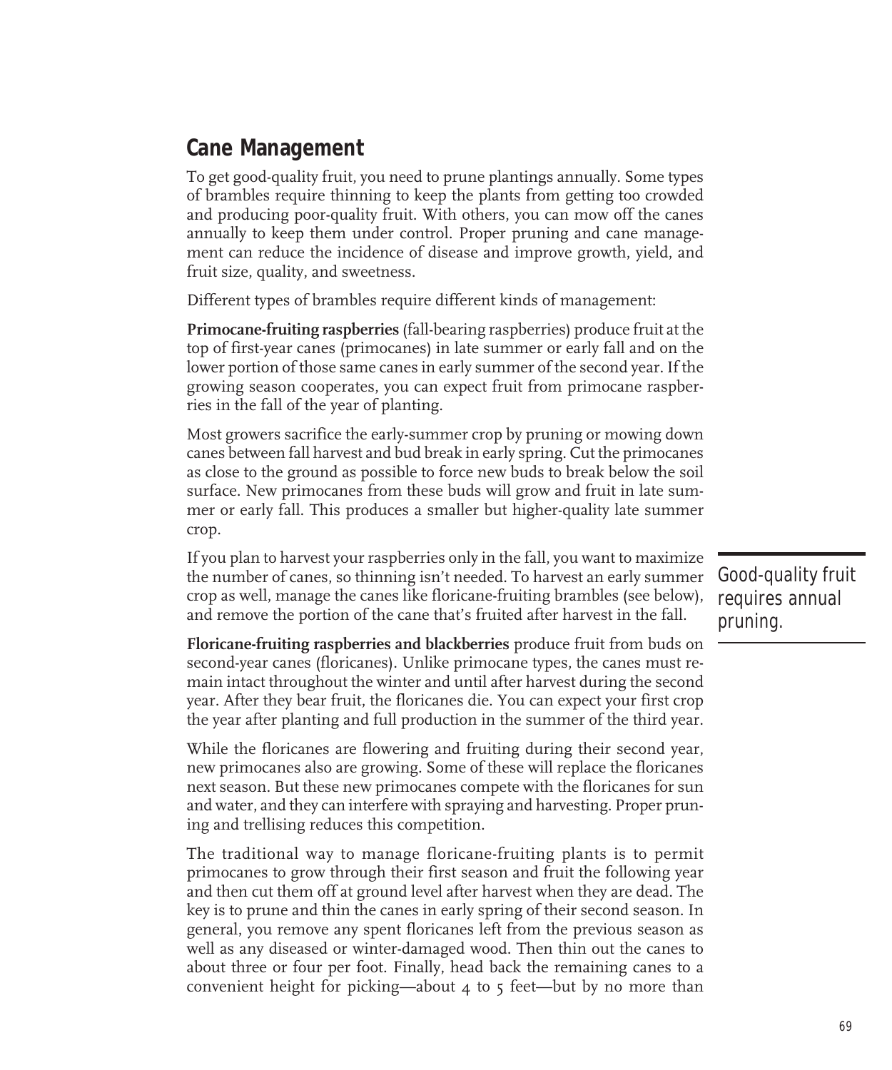## Cane Management

To get good-quality fruit, you need to prune plantings annually. Some types of brambles require thinning to keep the plants from getting too crowded and producing poor-quality fruit. With others, you can mow off the canes annually to keep them under control. Proper pruning and cane management can reduce the incidence of disease and improve growth, yield, and fruit size, quality, and sweetness.

Different types of brambles require different kinds of management:

**Primocane-fruiting raspberries** (fall-bearing raspberries) produce fruit at the top of first-year canes (primocanes) in late summer or early fall and on the lower portion of those same canes in early summer of the second year. If the growing season cooperates, you can expect fruit from primocane raspberries in the fall of the year of planting.

Most growers sacrifice the early-summer crop by pruning or mowing down canes between fall harvest and bud break in early spring. Cut the primocanes as close to the ground as possible to force new buds to break below the soil surface. New primocanes from these buds will grow and fruit in late summer or early fall. This produces a smaller but higher-quality late summer crop.

If you plan to harvest your raspberries only in the fall, you want to maximize the number of canes, so thinning isn't needed. To harvest an early summer crop as well, manage the canes like floricane-fruiting brambles (see below), and remove the portion of the cane that's fruited after harvest in the fall.

Good-quality fruit requires annual pruning.

**Floricane-fruiting raspberries and blackberries** produce fruit from buds on second-year canes (floricanes). Unlike primocane types, the canes must remain intact throughout the winter and until after harvest during the second year. After they bear fruit, the floricanes die. You can expect your first crop the year after planting and full production in the summer of the third year.

While the floricanes are flowering and fruiting during their second year, new primocanes also are growing. Some of these will replace the floricanes next season. But these new primocanes compete with the floricanes for sun and water, and they can interfere with spraying and harvesting. Proper pruning and trellising reduces this competition.

The traditional way to manage floricane-fruiting plants is to permit primocanes to grow through their first season and fruit the following year and then cut them off at ground level after harvest when they are dead. The key is to prune and thin the canes in early spring of their second season. In general, you remove any spent floricanes left from the previous season as well as any diseased or winter-damaged wood. Then thin out the canes to about three or four per foot. Finally, head back the remaining canes to a convenient height for picking—about 4 to 5 feet—but by no more than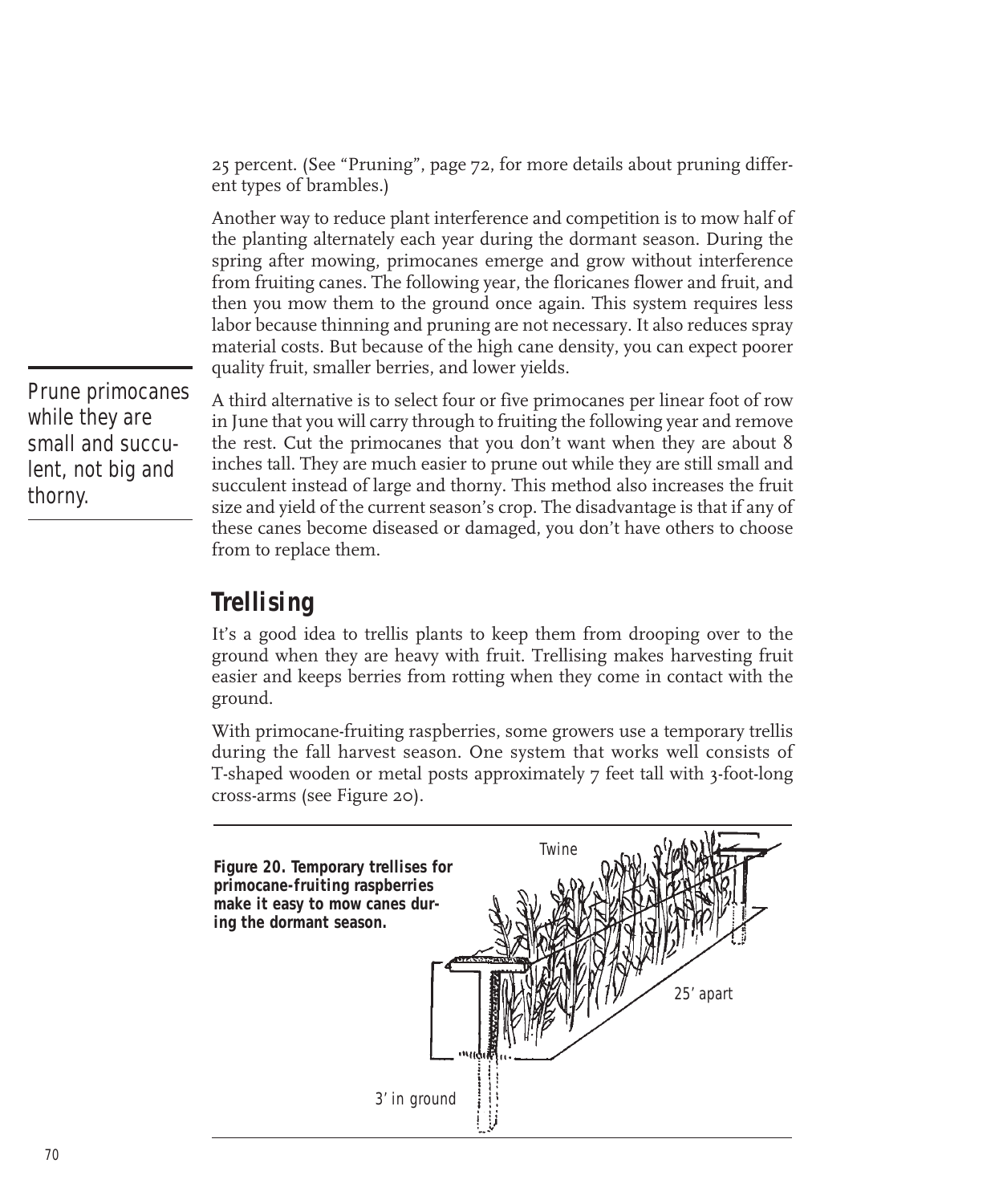25 percent. (See "Pruning", page 72, for more details about pruning different types of brambles.)

Another way to reduce plant interference and competition is to mow half of the planting alternately each year during the dormant season. During the spring after mowing, primocanes emerge and grow without interference from fruiting canes. The following year, the floricanes flower and fruit, and then you mow them to the ground once again. This system requires less labor because thinning and pruning are not necessary. It also reduces spray material costs. But because of the high cane density, you can expect poorer quality fruit, smaller berries, and lower yields.

*Prune primocanes while they are small and succulent, not big and thorny.*

A third alternative is to select four or five primocanes per linear foot of row in June that you will carry through to fruiting the following year and remove the rest. Cut the primocanes that you don't want when they are about 8 inches tall. They are much easier to prune out while they are still small and succulent instead of large and thorny. This method also increases the fruit size and yield of the current season's crop. The disadvantage is that if any of these canes become diseased or damaged, you don't have others to choose from to replace them.

## Trellising

It's a good idea to trellis plants to keep them from drooping over to the ground when they are heavy with fruit. Trellising makes harvesting fruit easier and keeps berries from rotting when they come in contact with the ground.

With primocane-fruiting raspberries, some growers use a temporary trellis during the fall harvest season. One system that works well consists of T-shaped wooden or metal posts approximately 7 feet tall with 3-foot-long cross-arms (see Figure 20).

Twine

25' apart

3' in ground

**Figure 20. Temporary trellises for primocane-fruiting raspberries make it easy to mow canes during the dormant season.**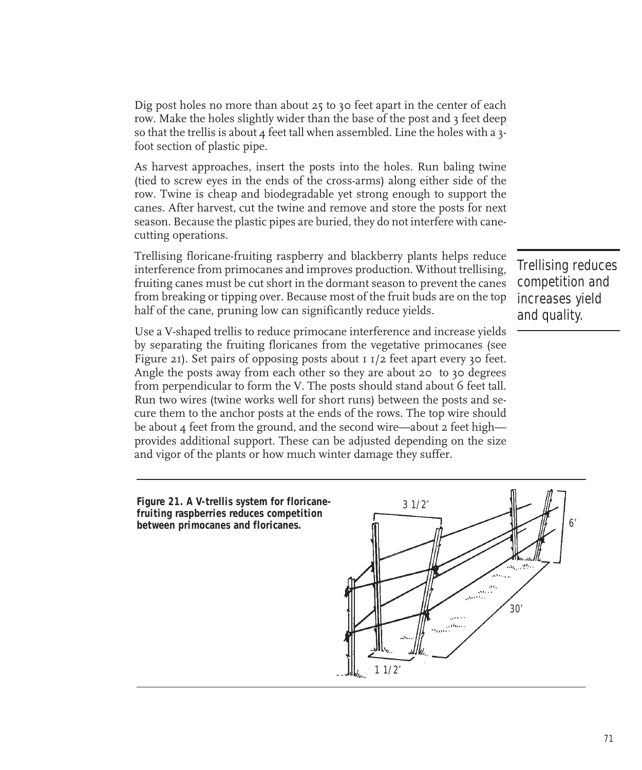Dig post holes no more than about 25 to 30 feet apart in the center of each row. Make the holes slightly wider than the base of the post and 3 feet deep so that the trellis is about 4 feet tall when assembled. Line the holes with a 3-foot section of plastic pipe.

As harvest approaches, insert the posts into the holes. Run baling twine (tied to screw eyes in the ends of the cross-arms) along either side of the row. Twine is cheap and biodegradable yet strong enough to support the canes. After harvest, cut the twine and remove and store the posts for next season. Because the plastic pipes are buried, they do not interfere with cane-cutting operations.

Trellising floricane-fruiting raspberry and blackberry plants helps reduce interference from primocanes and improves production. Without trellising, fruiting canes must be cut short in the dormant season to prevent the canes from breaking or tipping over. Because most of the fruit buds are on the top half of the cane, pruning low can significantly reduce yields.

*Trellising reduces competition and increases yield and quality.*

Use a V-shaped trellis to reduce primocane interference and increase yields by separating the fruiting floricanes from the vegetative primocanes (see Figure 21). Set pairs of opposing posts about 1 1/2 feet apart every 30 feet. Angle the posts away from each other so they are about 20 to 30 degrees from perpendicular to form the V. The posts should stand about 6 feet tall. Run two wires (twine works well for short runs) between the posts and secure them to the anchor posts at the ends of the rows. The top wire should be about 4 feet from the ground, and the second wire—about 2 feet high—provides additional support. These can be adjusted depending on the size and vigor of the plants or how much winter damage they suffer.

**Figure 21. A V-trellis system for floricane-fruiting raspberries reduces competition between primocanes and floricanes.**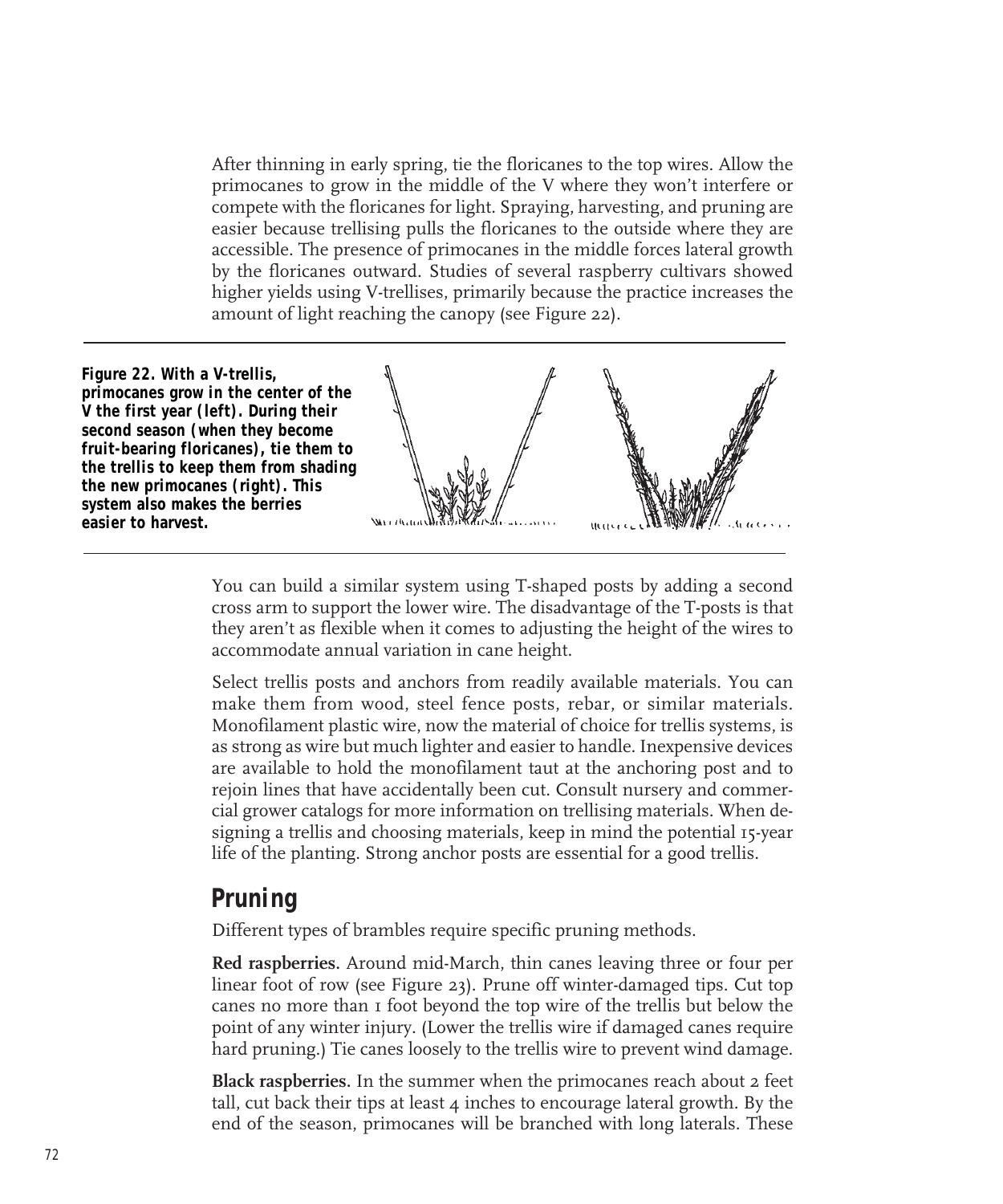After thinning in early spring, tie the floricanes to the top wires. Allow the primocanes to grow in the middle of the V where they won't interfere or compete with the floricanes for light. Spraying, harvesting, and pruning are easier because trellising pulls the floricanes to the outside where they are accessible. The presence of primocanes in the middle forces lateral growth by the floricanes outward. Studies of several raspberry cultivars showed higher yields using V-trellises, primarily because the practice increases the amount of light reaching the canopy (see Figure 22).

**Figure 22. With a V-trellis, primocanes grow in the center of the V the first year (left). During their second season (when they become fruit-bearing floricanes), tie them to the trellis to keep them from shading the new primocanes (right). This system also makes the berries easier to harvest.**

You can build a similar system using T-shaped posts by adding a second cross arm to support the lower wire. The disadvantage of the T-posts is that they aren't as flexible when it comes to adjusting the height of the wires to accommodate annual variation in cane height.

Select trellis posts and anchors from readily available materials. You can make them from wood, steel fence posts, rebar, or similar materials. Monofilament plastic wire, now the material of choice for trellis systems, is as strong as wire but much lighter and easier to handle. Inexpensive devices are available to hold the monofilament taut at the anchoring post and to rejoin lines that have accidentally been cut. Consult nursery and commercial grower catalogs for more information on trellising materials. When designing a trellis and choosing materials, keep in mind the potential 15-year life of the planting. Strong anchor posts are essential for a good trellis.

## Pruning

Different types of brambles require specific pruning methods.

**Red raspberries.** Around mid-March, thin canes leaving three or four per linear foot of row (see Figure 23). Prune off winter-damaged tips. Cut top canes no more than 1 foot beyond the top wire of the trellis but below the point of any winter injury. (Lower the trellis wire if damaged canes require hard pruning.) Tie canes loosely to the trellis wire to prevent wind damage.

**Black raspberries.** In the summer when the primocanes reach about 2 feet tall, cut back their tips at least 4 inches to encourage lateral growth. By the end of the season, primocanes will be branched with long laterals. These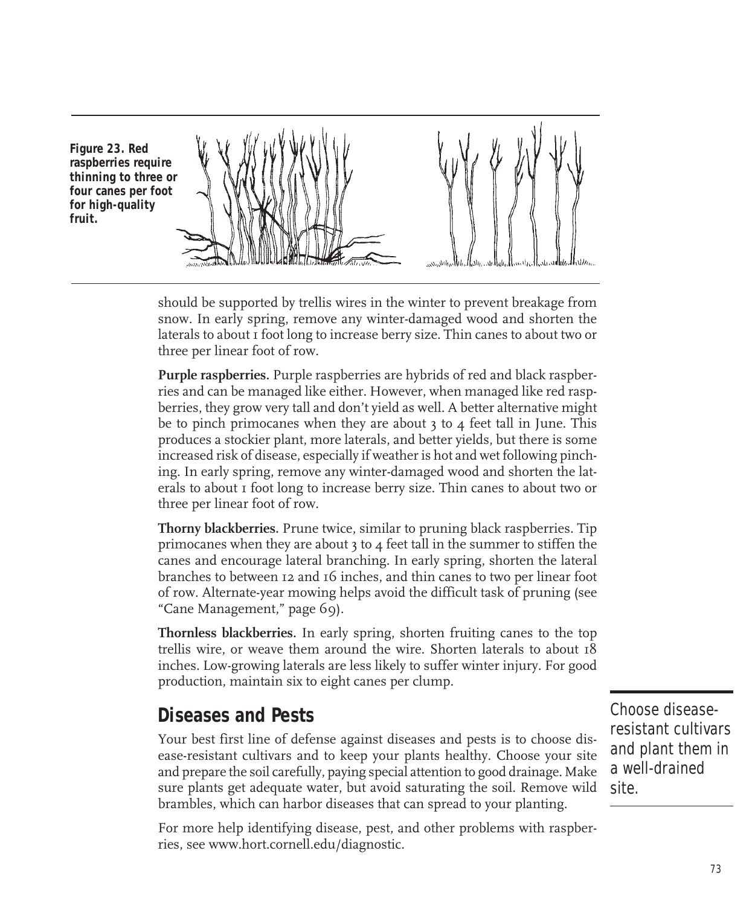**Figure 23. Red raspberries require thinning to three or four canes per foot for high-quality fruit.**

should be supported by trellis wires in the winter to prevent breakage from snow. In early spring, remove any winter-damaged wood and shorten the laterals to about 1 foot long to increase berry size. Thin canes to about two or three per linear foot of row.

**Purple raspberries.** Purple raspberries are hybrids of red and black raspberries and can be managed like either. However, when managed like red raspberries, they grow very tall and don't yield as well. A better alternative might be to pinch primocanes when they are about 3 to 4 feet tall in June. This produces a stockier plant, more laterals, and better yields, but there is some increased risk of disease, especially if weather is hot and wet following pinching. In early spring, remove any winter-damaged wood and shorten the laterals to about 1 foot long to increase berry size. Thin canes to about two or three per linear foot of row.

**Thorny blackberries.** Prune twice, similar to pruning black raspberries. Tip primocanes when they are about 3 to 4 feet tall in the summer to stiffen the canes and encourage lateral branching. In early spring, shorten the lateral branches to between 12 and 16 inches, and thin canes to two per linear foot of row. Alternate-year mowing helps avoid the difficult task of pruning (see "Cane Management," page 69).

**Thornless blackberries.** In early spring, shorten fruiting canes to the top trellis wire, or weave them around the wire. Shorten laterals to about 18 inches. Low-growing laterals are less likely to suffer winter injury. For good production, maintain six to eight canes per clump.

## Diseases and Pests

*Choose disease-resistant cultivars and plant them in a well-drained site.*

Your best first line of defense against diseases and pests is to choose disease-resistant cultivars and to keep your plants healthy. Choose your site and prepare the soil carefully, paying special attention to good drainage. Make sure plants get adequate water, but avoid saturating the soil. Remove wild brambles, which can harbor diseases that can spread to your planting.

For more help identifying disease, pest, and other problems with raspberries, see www.hort.cornell.edu/diagnostic.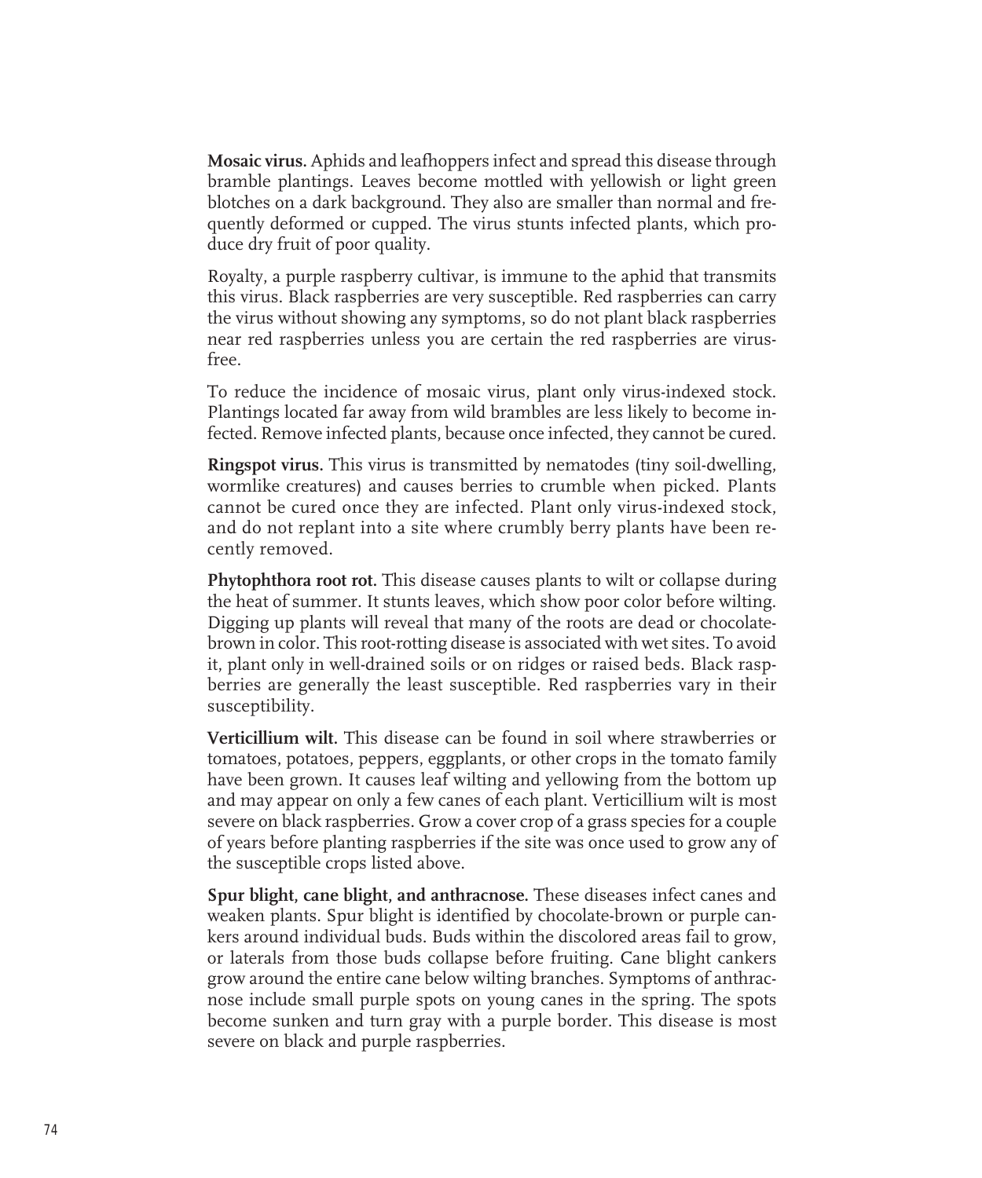**Mosaic virus.** Aphids and leafhoppers infect and spread this disease through bramble plantings. Leaves become mottled with yellowish or light green blotches on a dark background. They also are smaller than normal and frequently deformed or cupped. The virus stunts infected plants, which produce dry fruit of poor quality.

Royalty, a purple raspberry cultivar, is immune to the aphid that transmits this virus. Black raspberries are very susceptible. Red raspberries can carry the virus without showing any symptoms, so do not plant black raspberries near red raspberries unless you are certain the red raspberries are virus-free.

To reduce the incidence of mosaic virus, plant only virus-indexed stock. Plantings located far away from wild brambles are less likely to become infected. Remove infected plants, because once infected, they cannot be cured.

**Ringspot virus.** This virus is transmitted by nematodes (tiny soil-dwelling, wormlike creatures) and causes berries to crumble when picked. Plants cannot be cured once they are infected. Plant only virus-indexed stock, and do not replant into a site where crumbly berry plants have been recently removed.

**Phytophthora root rot.** This disease causes plants to wilt or collapse during the heat of summer. It stunts leaves, which show poor color before wilting. Digging up plants will reveal that many of the roots are dead or chocolate-brown in color. This root-rotting disease is associated with wet sites. To avoid it, plant only in well-drained soils or on ridges or raised beds. Black raspberries are generally the least susceptible. Red raspberries vary in their susceptibility.

**Verticillium wilt.** This disease can be found in soil where strawberries or tomatoes, potatoes, peppers, eggplants, or other crops in the tomato family have been grown. It causes leaf wilting and yellowing from the bottom up and may appear on only a few canes of each plant. Verticillium wilt is most severe on black raspberries. Grow a cover crop of a grass species for a couple of years before planting raspberries if the site was once used to grow any of the susceptible crops listed above.

**Spur blight, cane blight, and anthracnose.** These diseases infect canes and weaken plants. Spur blight is identified by chocolate-brown or purple cankers around individual buds. Buds within the discolored areas fail to grow, or laterals from those buds collapse before fruiting. Cane blight cankers grow around the entire cane below wilting branches. Symptoms of anthracnose include small purple spots on young canes in the spring. The spots become sunken and turn gray with a purple border. This disease is most severe on black and purple raspberries.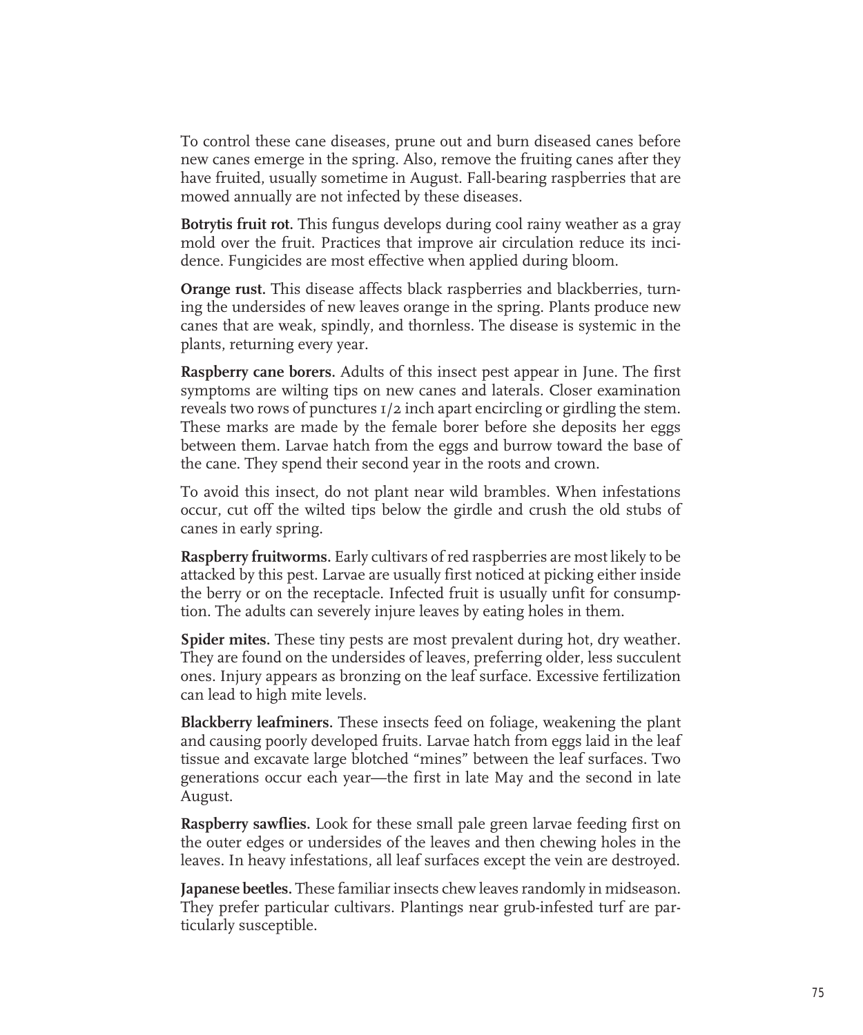To control these cane diseases, prune out and burn diseased canes before new canes emerge in the spring. Also, remove the fruiting canes after they have fruited, usually sometime in August. Fall-bearing raspberries that are mowed annually are not infected by these diseases.

**Botrytis fruit rot.** This fungus develops during cool rainy weather as a gray mold over the fruit. Practices that improve air circulation reduce its incidence. Fungicides are most effective when applied during bloom.

**Orange rust.** This disease affects black raspberries and blackberries, turning the undersides of new leaves orange in the spring. Plants produce new canes that are weak, spindly, and thornless. The disease is systemic in the plants, returning every year.

**Raspberry cane borers.** Adults of this insect pest appear in June. The first symptoms are wilting tips on new canes and laterals. Closer examination reveals two rows of punctures 1/2 inch apart encircling or girdling the stem. These marks are made by the female borer before she deposits her eggs between them. Larvae hatch from the eggs and burrow toward the base of the cane. They spend their second year in the roots and crown.

To avoid this insect, do not plant near wild brambles. When infestations occur, cut off the wilted tips below the girdle and crush the old stubs of canes in early spring.

**Raspberry fruitworms.** Early cultivars of red raspberries are most likely to be attacked by this pest. Larvae are usually first noticed at picking either inside the berry or on the receptacle. Infected fruit is usually unfit for consumption. The adults can severely injure leaves by eating holes in them.

**Spider mites.** These tiny pests are most prevalent during hot, dry weather. They are found on the undersides of leaves, preferring older, less succulent ones. Injury appears as bronzing on the leaf surface. Excessive fertilization can lead to high mite levels.

**Blackberry leafminers.** These insects feed on foliage, weakening the plant and causing poorly developed fruits. Larvae hatch from eggs laid in the leaf tissue and excavate large blotched "mines" between the leaf surfaces. Two generations occur each year—the first in late May and the second in late August.

**Raspberry sawflies.** Look for these small pale green larvae feeding first on the outer edges or undersides of the leaves and then chewing holes in the leaves. In heavy infestations, all leaf surfaces except the vein are destroyed.

**Japanese beetles.** These familiar insects chew leaves randomly in midseason. They prefer particular cultivars. Plantings near grub-infested turf are particularly susceptible.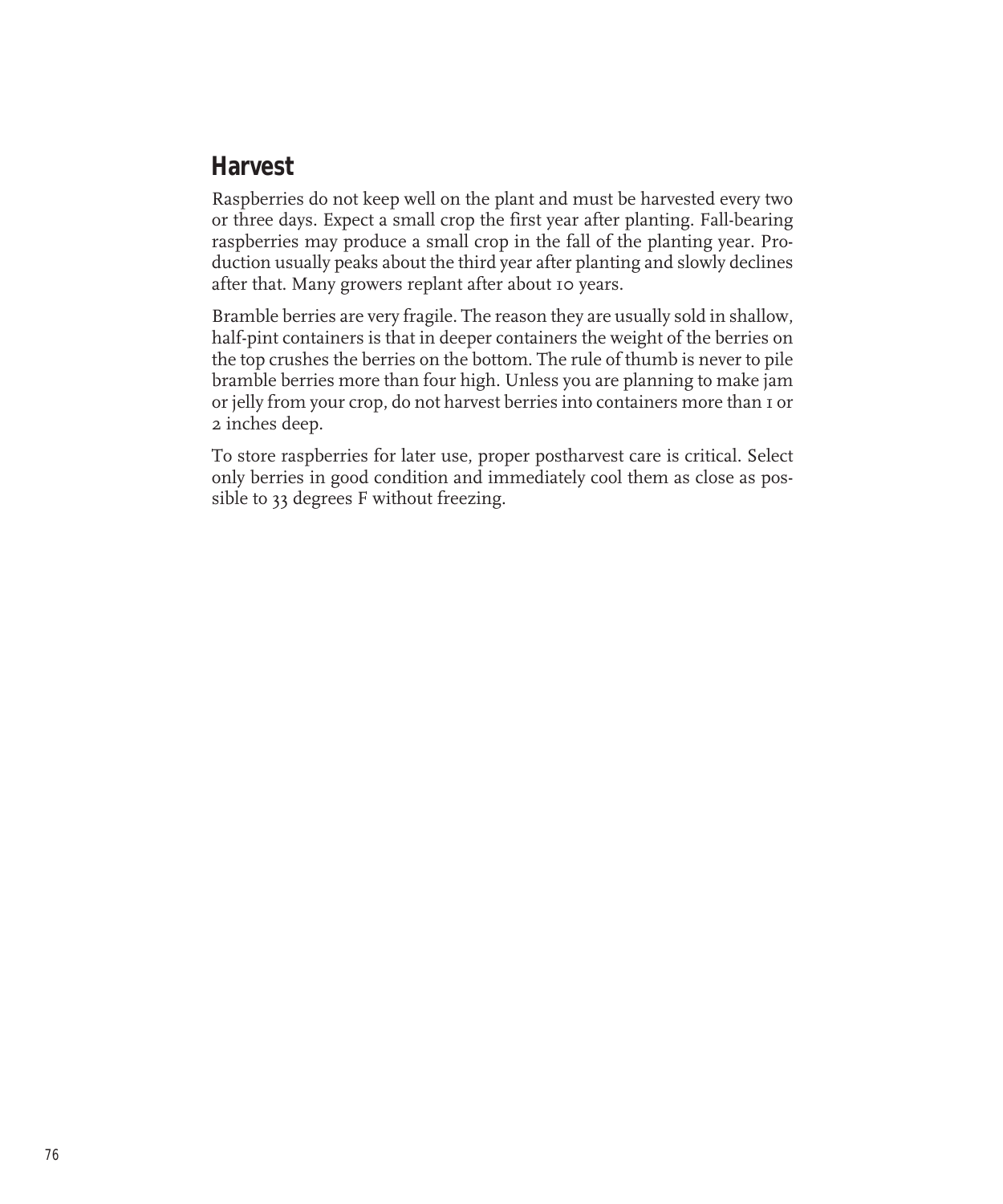## Harvest

Raspberries do not keep well on the plant and must be harvested every two or three days. Expect a small crop the first year after planting. Fall-bearing raspberries may produce a small crop in the fall of the planting year. Production usually peaks about the third year after planting and slowly declines after that. Many growers replant after about 10 years.

Bramble berries are very fragile. The reason they are usually sold in shallow, half-pint containers is that in deeper containers the weight of the berries on the top crushes the berries on the bottom. The rule of thumb is never to pile bramble berries more than four high. Unless you are planning to make jam or jelly from your crop, do not harvest berries into containers more than 1 or 2 inches deep.

To store raspberries for later use, proper postharvest care is critical. Select only berries in good condition and immediately cool them as close as possible to 33 degrees F without freezing.